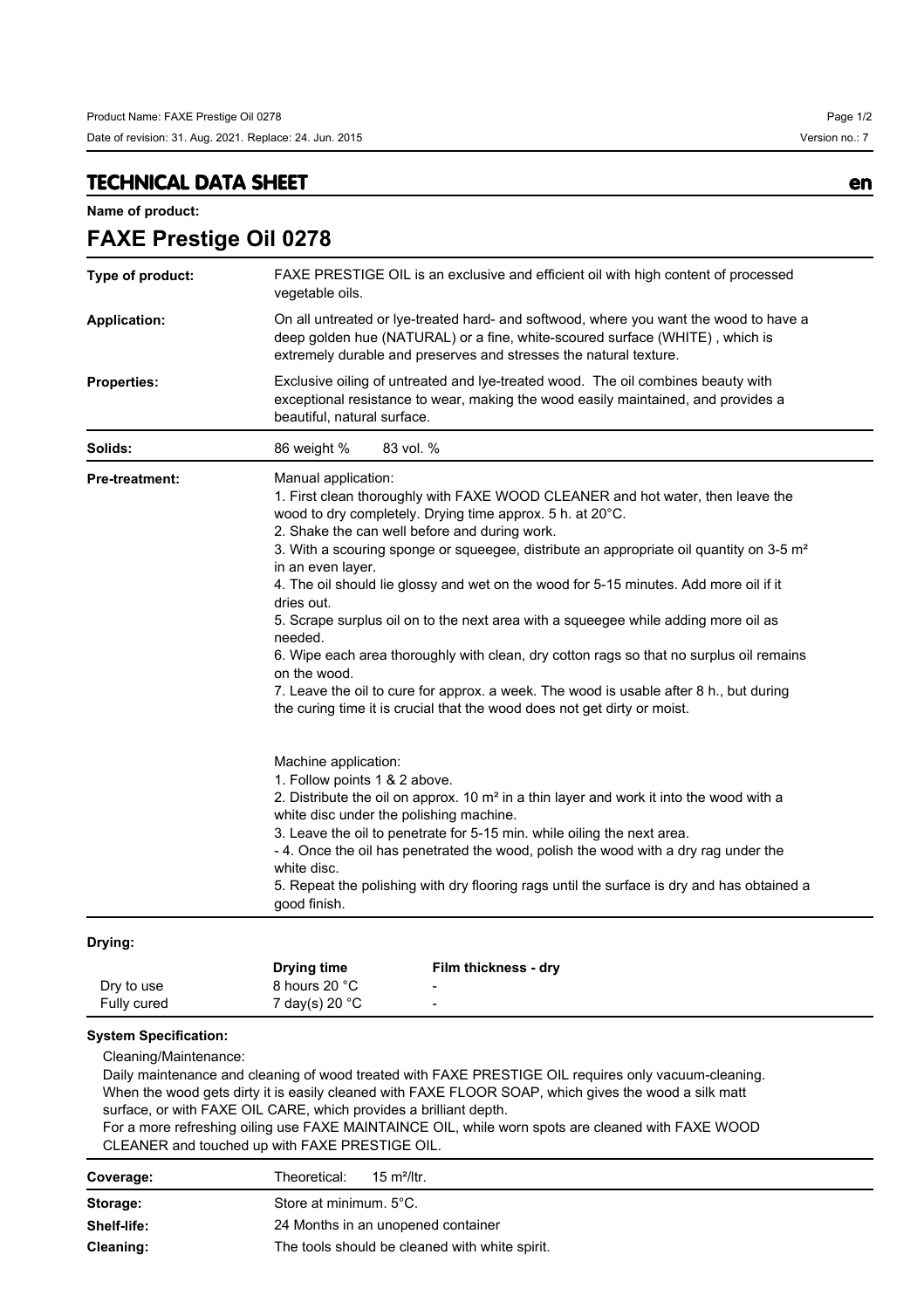## TECHNICAL DATA SHEET

en

**Name of product:**

# FAXE Prestige Oil 0278

**Type of product:** FAXE PRESTIGE OIL is an exclusive and efficient oil with high content of processed vegetable oils.

**Application:** On all untreated or lye-treated hard- and softwood, where you want the wood to have a deep golden hue (NATURAL) or a fine, white-scoured surface (WHITE) , which is extremely durable and preserves and stresses the natural texture.

**Properties:** Exclusive oiling of untreated and lye-treated wood. The oil combines beauty with exceptional resistance to wear, making the wood easily maintained, and provides a beautiful, natural surface.

**Solids:** 86 weight % 83 vol. %

**Pre-treatment:**

Manual application:

1. First clean thoroughly with FAXE WOOD CLEANER and hot water, then leave the wood to dry completely. Drying time approx. 5 h. at 20°C.
2. Shake the can well before and during work.
3. With a scouring sponge or squeegee, distribute an appropriate oil quantity on 3-5 m² in an even layer.
4. The oil should lie glossy and wet on the wood for 5-15 minutes. Add more oil if it dries out.
5. Scrape surplus oil on to the next area with a squeegee while adding more oil as needed.
6. Wipe each area thoroughly with clean, dry cotton rags so that no surplus oil remains on the wood.
7. Leave the oil to cure for approx. a week. The wood is usable after 8 h., but during the curing time it is crucial that the wood does not get dirty or moist.

Machine application:

1. Follow points 1 & 2 above.
2. Distribute the oil on approx. 10 m² in a thin layer and work it into the wood with a white disc under the polishing machine.
3. Leave the oil to penetrate for 5-15 min. while oiling the next area.

- 4. Once the oil has penetrated the wood, polish the wood with a dry rag under the white disc.

5. Repeat the polishing with dry flooring rags until the surface is dry and has obtained a good finish.

**Drying:**

| | Drying time | Film thickness - dry |
|---|---|---|
| Dry to use | 8 hours 20 °C | - |
| Fully cured | 7 day(s) 20 °C | - |

**System Specification:**

Cleaning/Maintenance:

Daily maintenance and cleaning of wood treated with FAXE PRESTIGE OIL requires only vacuum-cleaning. When the wood gets dirty it is easily cleaned with FAXE FLOOR SOAP, which gives the wood a silk matt surface, or with FAXE OIL CARE, which provides a brilliant depth.
For a more refreshing oiling use FAXE MAINTAINCE OIL, while worn spots are cleaned with FAXE WOOD CLEANER and touched up with FAXE PRESTIGE OIL.

**Coverage:** Theoretical: 15 m²/ltr.

**Storage:** Store at minimum. 5°C.

**Shelf-life:** 24 Months in an unopened container

**Cleaning:** The tools should be cleaned with white spirit.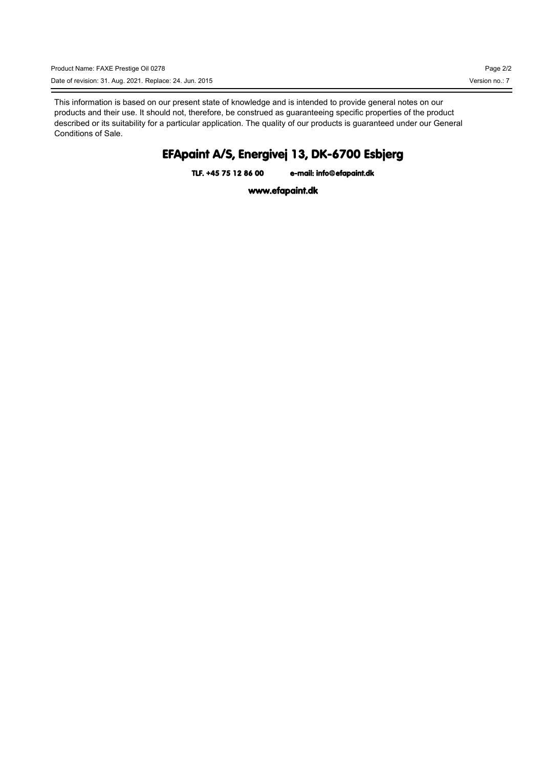This information is based on our present state of knowledge and is intended to provide general notes on our products and their use. It should not, therefore, be construed as guaranteeing specific properties of the product described or its suitability for a particular application. The quality of our products is guaranteed under our General Conditions of Sale.

## EFApaint A/S, Energivej 13, DK-6700 Esbjerg

**TLF. +45 75 12 86 00** **e-mail: info@efapaint.dk**

**www.efapaint.dk**